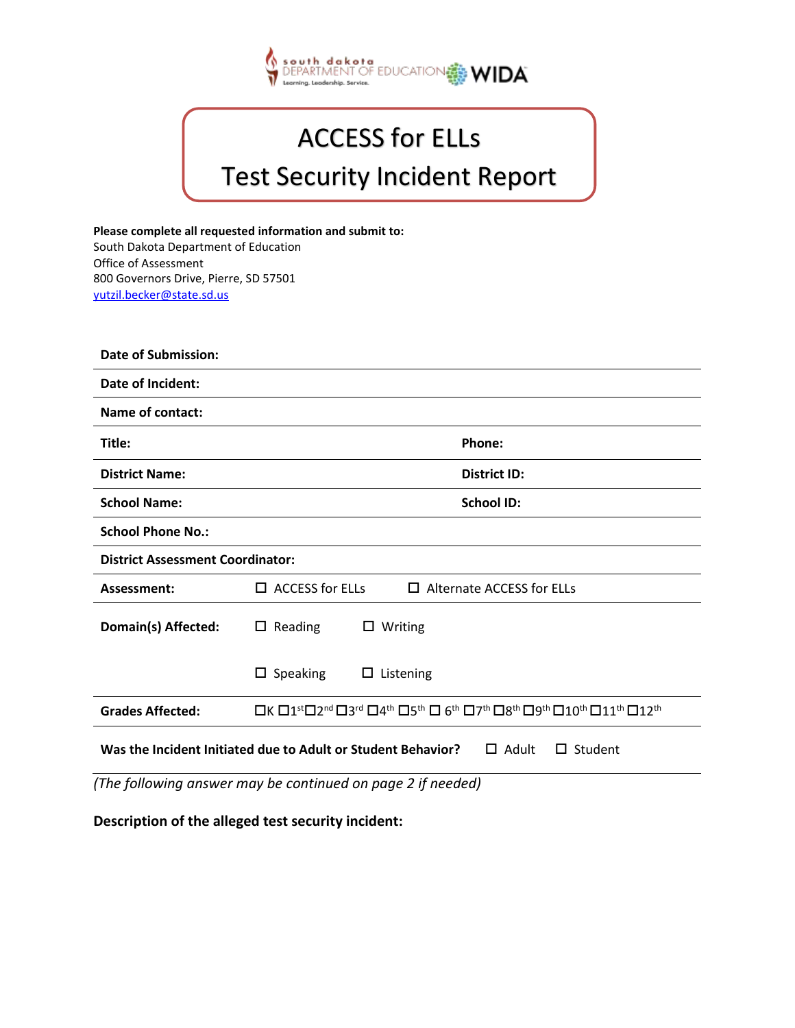# ACCESS for ELLs

# Test Security Incident Report

**Please complete all requested information and submit to:**
South Dakota Department of Education
Office of Assessment
800 Governors Drive, Pierre, SD 57501
yutzil.becker@state.sd.us

**Date of Submission:**

**Date of Incident:**

**Name of contact:**

| **Title:** | **Phone:** |
|---|---|
| **District Name:** | **District ID:** |
| **School Name:** | **School ID:** |

**School Phone No.:**

**District Assessment Coordinator:**

**Assessment:** ☐ ACCESS for ELLs ☐ Alternate ACCESS for ELLs

**Domain(s) Affected:** ☐ Reading ☐ Writing ☐ Speaking ☐ Listening

**Grades Affected:** ☐K ☐1st ☐2nd ☐3rd ☐4th ☐5th ☐ 6th ☐7th ☐8th ☐9th ☐10th ☐11th ☐12th

**Was the Incident Initiated due to Adult or Student Behavior?** ☐ Adult ☐ Student

*(The following answer may be continued on page 2 if needed)*

**Description of the alleged test security incident:**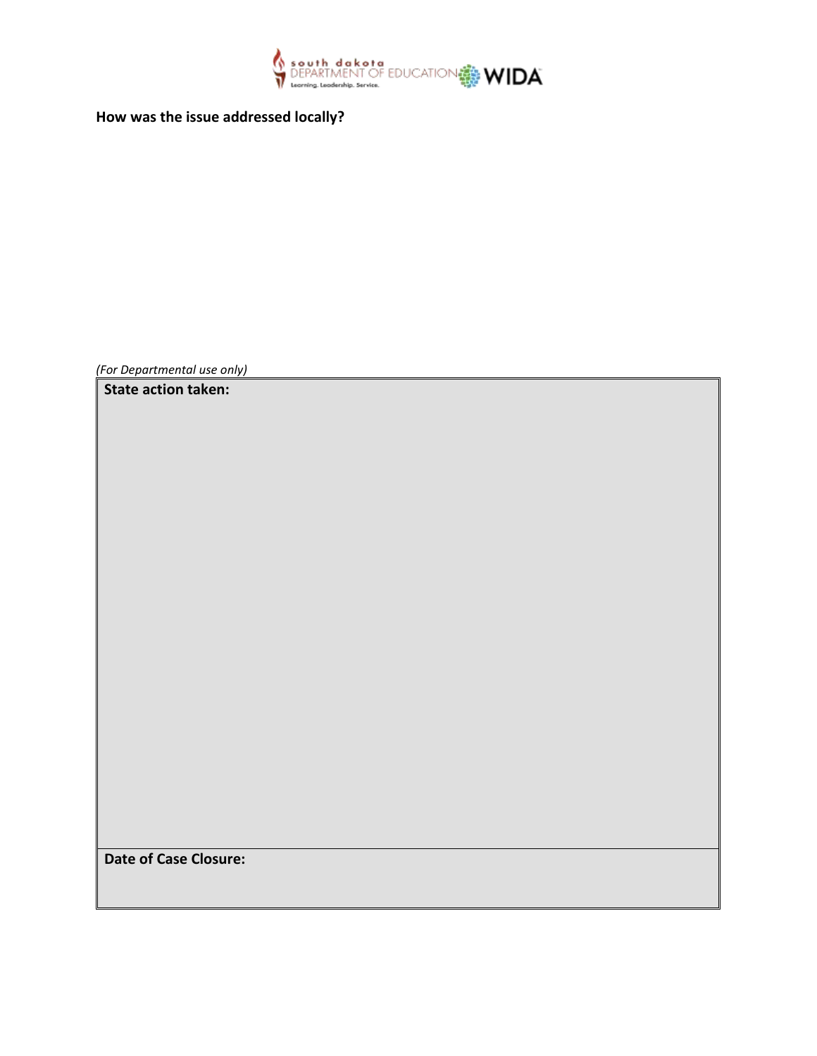**How was the issue addressed locally?**

*(For Departmental use only)*

| **State action taken:** |
|---|
| **Date of Case Closure:** |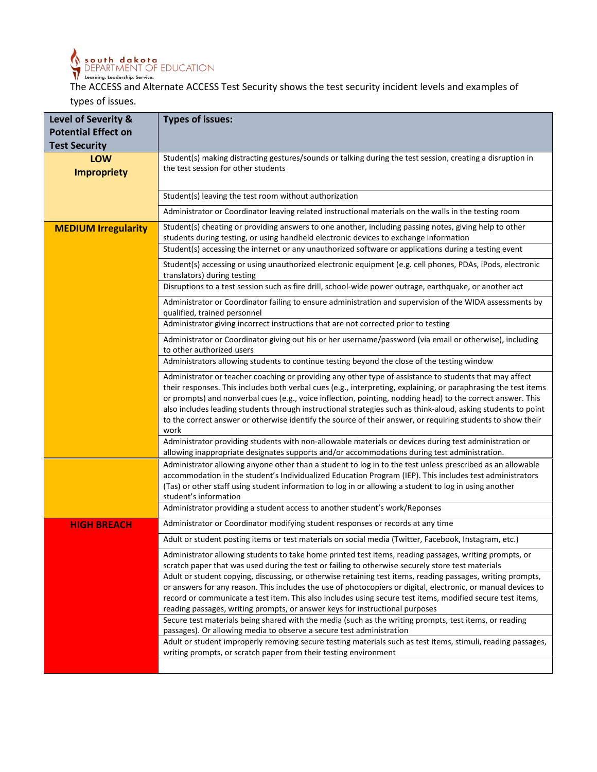The ACCESS and Alternate ACCESS Test Security shows the test security incident levels and examples of types of issues.

| Level of Severity & Potential Effect on Test Security | Types of issues: |
|---|---|
| **LOW Impropriety** | Student(s) making distracting gestures/sounds or talking during the test session, creating a disruption in the test session for other students |
| | Student(s) leaving the test room without authorization |
| | Administrator or Coordinator leaving related instructional materials on the walls in the testing room |
| **MEDIUM Irregularity** | Student(s) cheating or providing answers to one another, including passing notes, giving help to other students during testing, or using handheld electronic devices to exchange information |
| | Student(s) accessing the internet or any unauthorized software or applications during a testing event |
| | Student(s) accessing or using unauthorized electronic equipment (e.g. cell phones, PDAs, iPods, electronic translators) during testing |
| | Disruptions to a test session such as fire drill, school-wide power outrage, earthquake, or another act |
| | Administrator or Coordinator failing to ensure administration and supervision of the WIDA assessments by qualified, trained personnel |
| | Administrator giving incorrect instructions that are not corrected prior to testing |
| | Administrator or Coordinator giving out his or her username/password (via email or otherwise), including to other authorized users |
| | Administrators allowing students to continue testing beyond the close of the testing window |
| | Administrator or teacher coaching or providing any other type of assistance to students that may affect their responses. This includes both verbal cues (e.g., interpreting, explaining, or paraphrasing the test items or prompts) and nonverbal cues (e.g., voice inflection, pointing, nodding head) to the correct answer. This also includes leading students through instructional strategies such as think-aloud, asking students to point to the correct answer or otherwise identify the source of their answer, or requiring students to show their work |
| | Administrator providing students with non-allowable materials or devices during test administration or allowing inappropriate designates supports and/or accommodations during test administration. |
| | Administrator allowing anyone other than a student to log in to the test unless prescribed as an allowable accommodation in the student's Individualized Education Program (IEP). This includes test administrators (Tas) or other staff using student information to log in or allowing a student to log in using another student's information |
| | Administrator providing a student access to another student's work/Reponses |
| **HIGH BREACH** | Administrator or Coordinator modifying student responses or records at any time |
| | Adult or student posting items or test materials on social media (Twitter, Facebook, Instagram, etc.) |
| | Administrator allowing students to take home printed test items, reading passages, writing prompts, or scratch paper that was used during the test or failing to otherwise securely store test materials |
| | Adult or student copying, discussing, or otherwise retaining test items, reading passages, writing prompts, or answers for any reason. This includes the use of photocopiers or digital, electronic, or manual devices to record or communicate a test item. This also includes using secure test items, modified secure test items, reading passages, writing prompts, or answer keys for instructional purposes |
| | Secure test materials being shared with the media (such as the writing prompts, test items, or reading passages). Or allowing media to observe a secure test administration |
| | Adult or student improperly removing secure testing materials such as test items, stimuli, reading passages, writing prompts, or scratch paper from their testing environment |
| | |